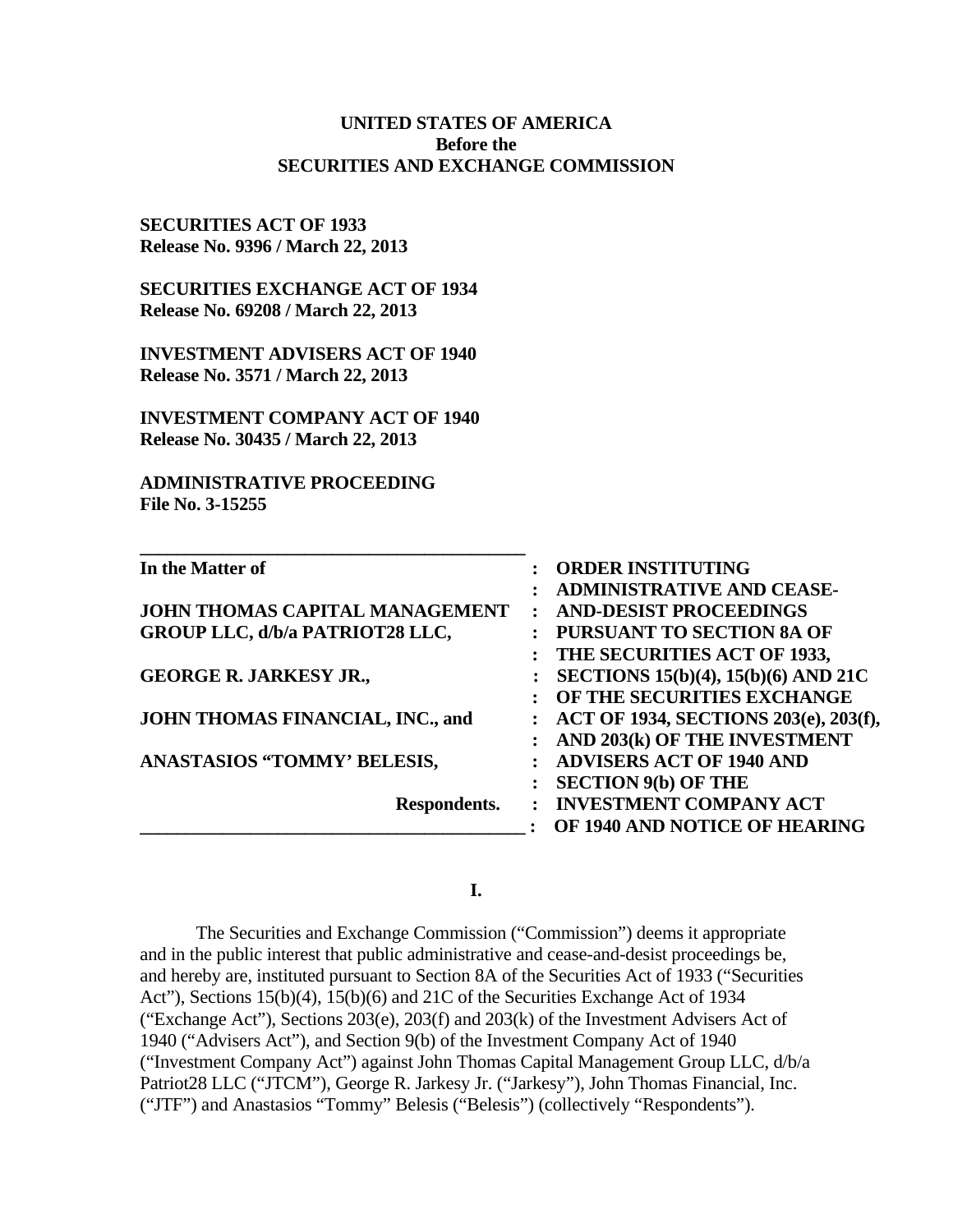**UNITED STATES OF AMERICA**
**Before the**
**SECURITIES AND EXCHANGE COMMISSION**

**SECURITIES ACT OF 1933**
**Release No. 9396 / March 22, 2013**

**SECURITIES EXCHANGE ACT OF 1934**
**Release No. 69208 / March 22, 2013**

**INVESTMENT ADVISERS ACT OF 1940**
**Release No. 3571 / March 22, 2013**

**INVESTMENT COMPANY ACT OF 1940**
**Release No. 30435 / March 22, 2013**

**ADMINISTRATIVE PROCEEDING**
**File No. 3-15255**

| | |
|---|---|
| **In the Matter of** | **ORDER INSTITUTING ADMINISTRATIVE AND CEASE-AND-DESIST PROCEEDINGS PURSUANT TO SECTION 8A OF THE SECURITIES ACT OF 1933, SECTIONS 15(b)(4), 15(b)(6) AND 21C OF THE SECURITIES EXCHANGE ACT OF 1934, SECTIONS 203(e), 203(f), AND 203(k) OF THE INVESTMENT ADVISERS ACT OF 1940 AND SECTION 9(b) OF THE INVESTMENT COMPANY ACT OF 1940 AND NOTICE OF HEARING** |
| **JOHN THOMAS CAPITAL MANAGEMENT GROUP LLC, d/b/a PATRIOT28 LLC,** | |
| **GEORGE R. JARKESY JR.,** | |
| **JOHN THOMAS FINANCIAL, INC., and** | |
| **ANASTASIOS "TOMMY' BELESIS,** | |
| **Respondents.** | |

**I.**

The Securities and Exchange Commission ("Commission") deems it appropriate and in the public interest that public administrative and cease-and-desist proceedings be, and hereby are, instituted pursuant to Section 8A of the Securities Act of 1933 ("Securities Act"), Sections 15(b)(4), 15(b)(6) and 21C of the Securities Exchange Act of 1934 ("Exchange Act"), Sections 203(e), 203(f) and 203(k) of the Investment Advisers Act of 1940 ("Advisers Act"), and Section 9(b) of the Investment Company Act of 1940 ("Investment Company Act") against John Thomas Capital Management Group LLC, d/b/a Patriot28 LLC ("JTCM"), George R. Jarkesy Jr. ("Jarkesy"), John Thomas Financial, Inc. ("JTF") and Anastasios "Tommy" Belesis ("Belesis") (collectively "Respondents").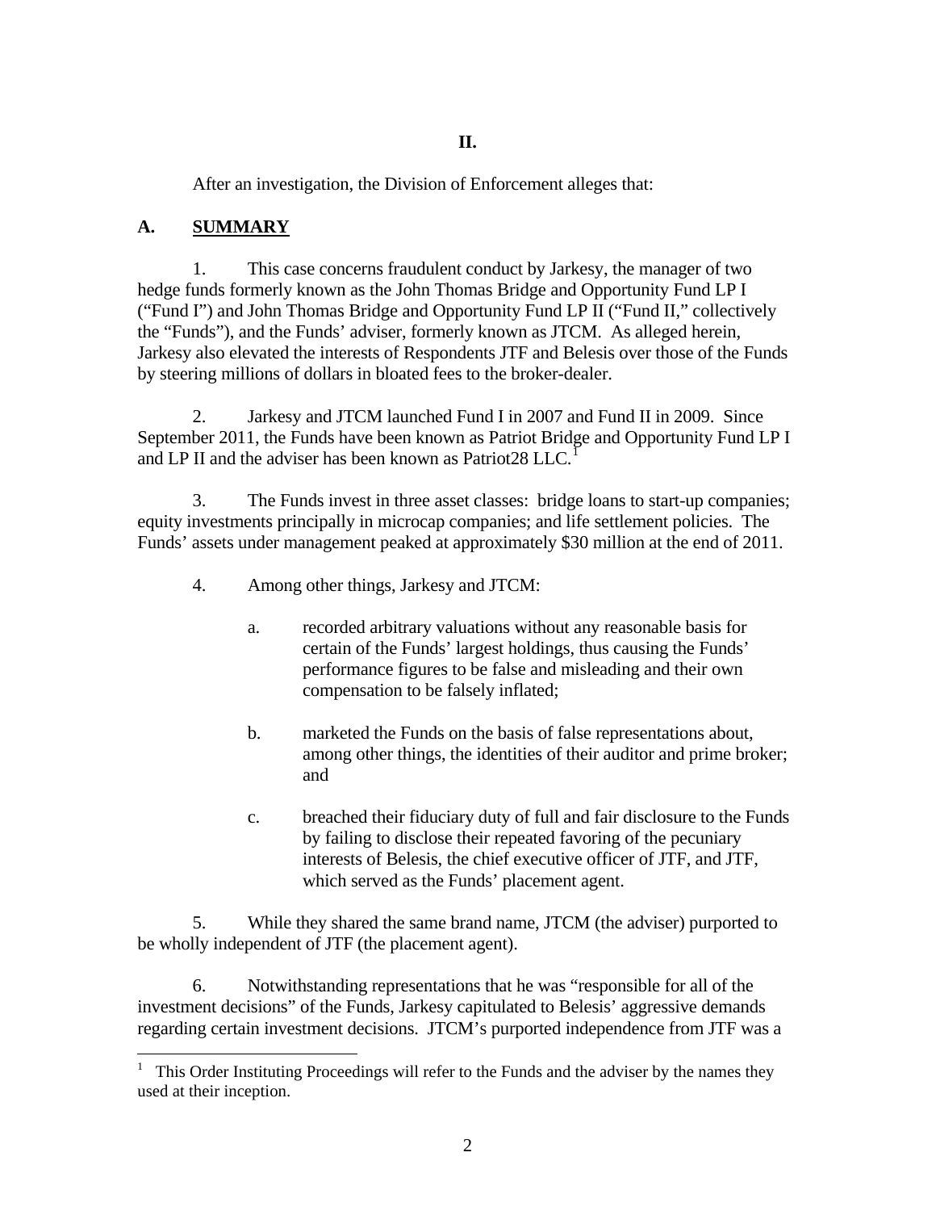## II.

After an investigation, the Division of Enforcement alleges that:

### A. SUMMARY

1. This case concerns fraudulent conduct by Jarkesy, the manager of two hedge funds formerly known as the John Thomas Bridge and Opportunity Fund LP I ("Fund I") and John Thomas Bridge and Opportunity Fund LP II ("Fund II," collectively the "Funds"), and the Funds' adviser, formerly known as JTCM. As alleged herein, Jarkesy also elevated the interests of Respondents JTF and Belesis over those of the Funds by steering millions of dollars in bloated fees to the broker-dealer.

2. Jarkesy and JTCM launched Fund I in 2007 and Fund II in 2009. Since September 2011, the Funds have been known as Patriot Bridge and Opportunity Fund LP I and LP II and the adviser has been known as Patriot28 LLC.[1]

3. The Funds invest in three asset classes: bridge loans to start-up companies; equity investments principally in microcap companies; and life settlement policies. The Funds' assets under management peaked at approximately $30 million at the end of 2011.

4. Among other things, Jarkesy and JTCM:

   a. recorded arbitrary valuations without any reasonable basis for certain of the Funds' largest holdings, thus causing the Funds' performance figures to be false and misleading and their own compensation to be falsely inflated;

   b. marketed the Funds on the basis of false representations about, among other things, the identities of their auditor and prime broker; and

   c. breached their fiduciary duty of full and fair disclosure to the Funds by failing to disclose their repeated favoring of the pecuniary interests of Belesis, the chief executive officer of JTF, and JTF, which served as the Funds' placement agent.

5. While they shared the same brand name, JTCM (the adviser) purported to be wholly independent of JTF (the placement agent).

6. Notwithstanding representations that he was "responsible for all of the investment decisions" of the Funds, Jarkesy capitulated to Belesis' aggressive demands regarding certain investment decisions. JTCM's purported independence from JTF was a

[1] This Order Instituting Proceedings will refer to the Funds and the adviser by the names they used at their inception.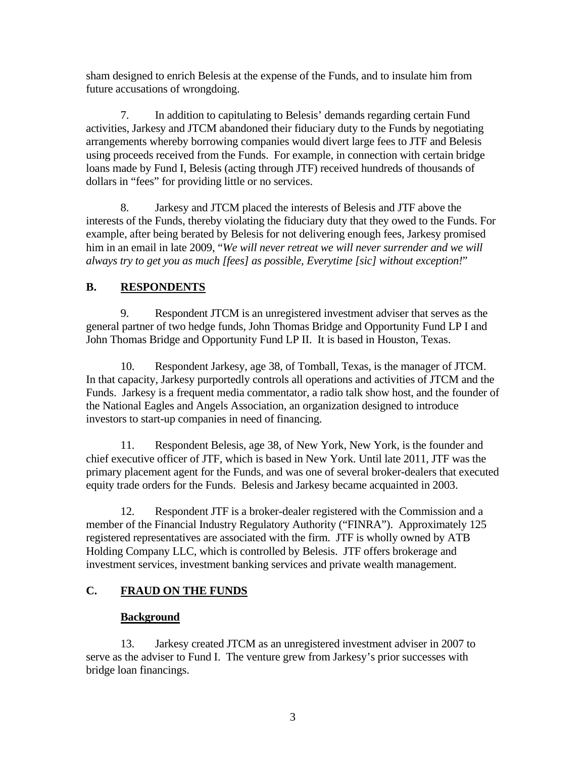sham designed to enrich Belesis at the expense of the Funds, and to insulate him from future accusations of wrongdoing.

7. In addition to capitulating to Belesis' demands regarding certain Fund activities, Jarkesy and JTCM abandoned their fiduciary duty to the Funds by negotiating arrangements whereby borrowing companies would divert large fees to JTF and Belesis using proceeds received from the Funds. For example, in connection with certain bridge loans made by Fund I, Belesis (acting through JTF) received hundreds of thousands of dollars in "fees" for providing little or no services.

8. Jarkesy and JTCM placed the interests of Belesis and JTF above the interests of the Funds, thereby violating the fiduciary duty that they owed to the Funds. For example, after being berated by Belesis for not delivering enough fees, Jarkesy promised him in an email in late 2009, "*We will never retreat we will never surrender and we will always try to get you as much [fees] as possible, Everytime [sic] without exception!*"

## B. RESPONDENTS

9. Respondent JTCM is an unregistered investment adviser that serves as the general partner of two hedge funds, John Thomas Bridge and Opportunity Fund LP I and John Thomas Bridge and Opportunity Fund LP II. It is based in Houston, Texas.

10. Respondent Jarkesy, age 38, of Tomball, Texas, is the manager of JTCM. In that capacity, Jarkesy purportedly controls all operations and activities of JTCM and the Funds. Jarkesy is a frequent media commentator, a radio talk show host, and the founder of the National Eagles and Angels Association, an organization designed to introduce investors to start-up companies in need of financing.

11. Respondent Belesis, age 38, of New York, New York, is the founder and chief executive officer of JTF, which is based in New York. Until late 2011, JTF was the primary placement agent for the Funds, and was one of several broker-dealers that executed equity trade orders for the Funds. Belesis and Jarkesy became acquainted in 2003.

12. Respondent JTF is a broker-dealer registered with the Commission and a member of the Financial Industry Regulatory Authority ("FINRA"). Approximately 125 registered representatives are associated with the firm. JTF is wholly owned by ATB Holding Company LLC, which is controlled by Belesis. JTF offers brokerage and investment services, investment banking services and private wealth management.

## C. FRAUD ON THE FUNDS

### Background

13. Jarkesy created JTCM as an unregistered investment adviser in 2007 to serve as the adviser to Fund I. The venture grew from Jarkesy's prior successes with bridge loan financings.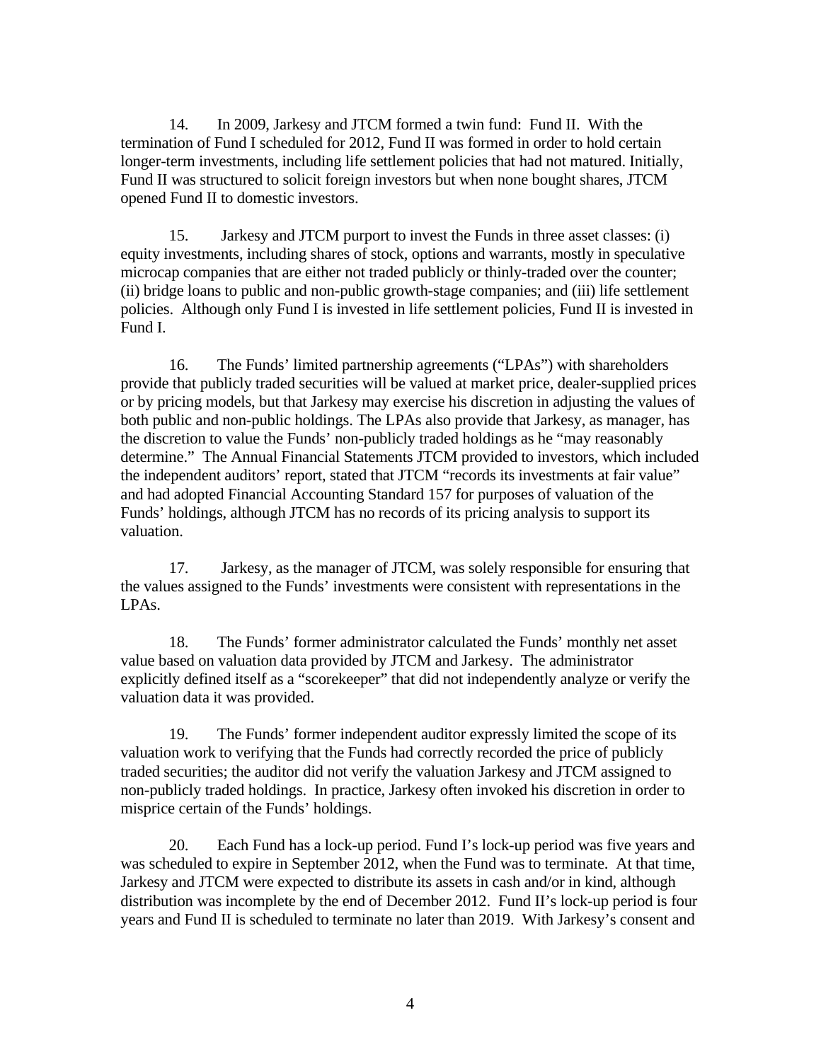14. In 2009, Jarkesy and JTCM formed a twin fund: Fund II. With the termination of Fund I scheduled for 2012, Fund II was formed in order to hold certain longer-term investments, including life settlement policies that had not matured. Initially, Fund II was structured to solicit foreign investors but when none bought shares, JTCM opened Fund II to domestic investors.

15. Jarkesy and JTCM purport to invest the Funds in three asset classes: (i) equity investments, including shares of stock, options and warrants, mostly in speculative microcap companies that are either not traded publicly or thinly-traded over the counter; (ii) bridge loans to public and non-public growth-stage companies; and (iii) life settlement policies. Although only Fund I is invested in life settlement policies, Fund II is invested in Fund I.

16. The Funds' limited partnership agreements ("LPAs") with shareholders provide that publicly traded securities will be valued at market price, dealer-supplied prices or by pricing models, but that Jarkesy may exercise his discretion in adjusting the values of both public and non-public holdings. The LPAs also provide that Jarkesy, as manager, has the discretion to value the Funds' non-publicly traded holdings as he "may reasonably determine." The Annual Financial Statements JTCM provided to investors, which included the independent auditors' report, stated that JTCM "records its investments at fair value" and had adopted Financial Accounting Standard 157 for purposes of valuation of the Funds' holdings, although JTCM has no records of its pricing analysis to support its valuation.

17. Jarkesy, as the manager of JTCM, was solely responsible for ensuring that the values assigned to the Funds' investments were consistent with representations in the LPAs.

18. The Funds' former administrator calculated the Funds' monthly net asset value based on valuation data provided by JTCM and Jarkesy. The administrator explicitly defined itself as a "scorekeeper" that did not independently analyze or verify the valuation data it was provided.

19. The Funds' former independent auditor expressly limited the scope of its valuation work to verifying that the Funds had correctly recorded the price of publicly traded securities; the auditor did not verify the valuation Jarkesy and JTCM assigned to non-publicly traded holdings. In practice, Jarkesy often invoked his discretion in order to misprice certain of the Funds' holdings.

20. Each Fund has a lock-up period. Fund I's lock-up period was five years and was scheduled to expire in September 2012, when the Fund was to terminate. At that time, Jarkesy and JTCM were expected to distribute its assets in cash and/or in kind, although distribution was incomplete by the end of December 2012. Fund II's lock-up period is four years and Fund II is scheduled to terminate no later than 2019. With Jarkesy's consent and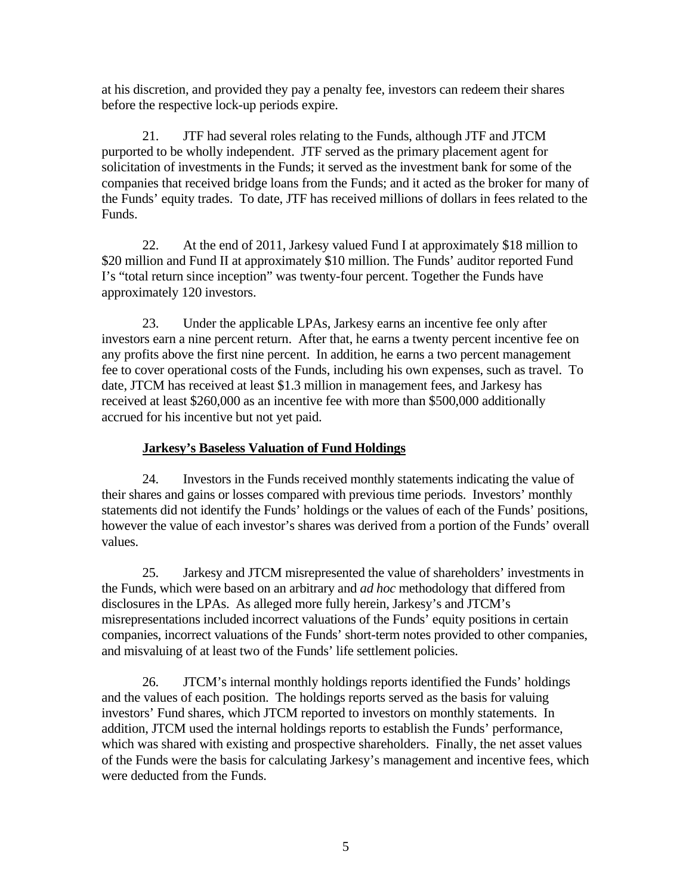at his discretion, and provided they pay a penalty fee, investors can redeem their shares before the respective lock-up periods expire.

21. JTF had several roles relating to the Funds, although JTF and JTCM purported to be wholly independent. JTF served as the primary placement agent for solicitation of investments in the Funds; it served as the investment bank for some of the companies that received bridge loans from the Funds; and it acted as the broker for many of the Funds' equity trades. To date, JTF has received millions of dollars in fees related to the Funds.

22. At the end of 2011, Jarkesy valued Fund I at approximately $18 million to $20 million and Fund II at approximately $10 million. The Funds' auditor reported Fund I's "total return since inception" was twenty-four percent. Together the Funds have approximately 120 investors.

23. Under the applicable LPAs, Jarkesy earns an incentive fee only after investors earn a nine percent return. After that, he earns a twenty percent incentive fee on any profits above the first nine percent. In addition, he earns a two percent management fee to cover operational costs of the Funds, including his own expenses, such as travel. To date, JTCM has received at least $1.3 million in management fees, and Jarkesy has received at least $260,000 as an incentive fee with more than $500,000 additionally accrued for his incentive but not yet paid.

**Jarkesy's Baseless Valuation of Fund Holdings**

24. Investors in the Funds received monthly statements indicating the value of their shares and gains or losses compared with previous time periods. Investors' monthly statements did not identify the Funds' holdings or the values of each of the Funds' positions, however the value of each investor's shares was derived from a portion of the Funds' overall values.

25. Jarkesy and JTCM misrepresented the value of shareholders' investments in the Funds, which were based on an arbitrary and *ad hoc* methodology that differed from disclosures in the LPAs. As alleged more fully herein, Jarkesy's and JTCM's misrepresentations included incorrect valuations of the Funds' equity positions in certain companies, incorrect valuations of the Funds' short-term notes provided to other companies, and misvaluing of at least two of the Funds' life settlement policies.

26. JTCM's internal monthly holdings reports identified the Funds' holdings and the values of each position. The holdings reports served as the basis for valuing investors' Fund shares, which JTCM reported to investors on monthly statements. In addition, JTCM used the internal holdings reports to establish the Funds' performance, which was shared with existing and prospective shareholders. Finally, the net asset values of the Funds were the basis for calculating Jarkesy's management and incentive fees, which were deducted from the Funds.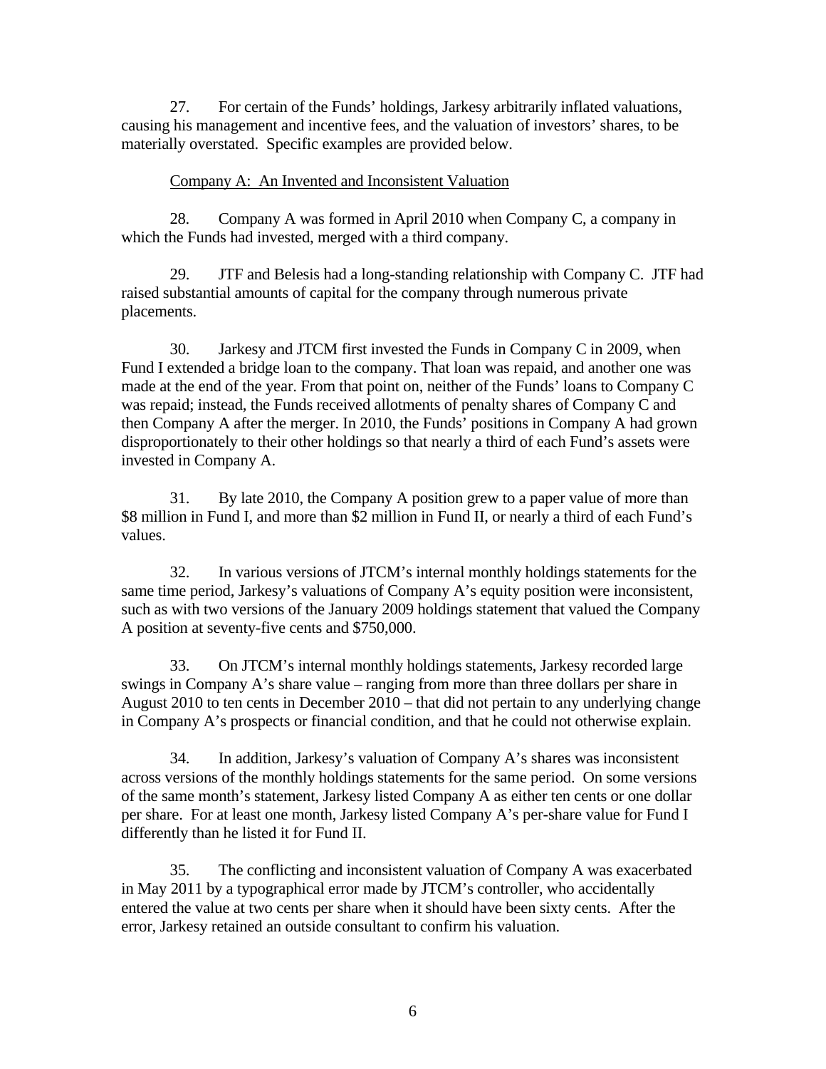27. For certain of the Funds' holdings, Jarkesy arbitrarily inflated valuations, causing his management and incentive fees, and the valuation of investors' shares, to be materially overstated. Specific examples are provided below.

Company A: An Invented and Inconsistent Valuation

28. Company A was formed in April 2010 when Company C, a company in which the Funds had invested, merged with a third company.

29. JTF and Belesis had a long-standing relationship with Company C. JTF had raised substantial amounts of capital for the company through numerous private placements.

30. Jarkesy and JTCM first invested the Funds in Company C in 2009, when Fund I extended a bridge loan to the company. That loan was repaid, and another one was made at the end of the year. From that point on, neither of the Funds' loans to Company C was repaid; instead, the Funds received allotments of penalty shares of Company C and then Company A after the merger. In 2010, the Funds' positions in Company A had grown disproportionately to their other holdings so that nearly a third of each Fund's assets were invested in Company A.

31. By late 2010, the Company A position grew to a paper value of more than \$8 million in Fund I, and more than \$2 million in Fund II, or nearly a third of each Fund's values.

32. In various versions of JTCM's internal monthly holdings statements for the same time period, Jarkesy's valuations of Company A's equity position were inconsistent, such as with two versions of the January 2009 holdings statement that valued the Company A position at seventy-five cents and \$750,000.

33. On JTCM's internal monthly holdings statements, Jarkesy recorded large swings in Company A's share value – ranging from more than three dollars per share in August 2010 to ten cents in December 2010 – that did not pertain to any underlying change in Company A's prospects or financial condition, and that he could not otherwise explain.

34. In addition, Jarkesy's valuation of Company A's shares was inconsistent across versions of the monthly holdings statements for the same period. On some versions of the same month's statement, Jarkesy listed Company A as either ten cents or one dollar per share. For at least one month, Jarkesy listed Company A's per-share value for Fund I differently than he listed it for Fund II.

35. The conflicting and inconsistent valuation of Company A was exacerbated in May 2011 by a typographical error made by JTCM's controller, who accidentally entered the value at two cents per share when it should have been sixty cents. After the error, Jarkesy retained an outside consultant to confirm his valuation.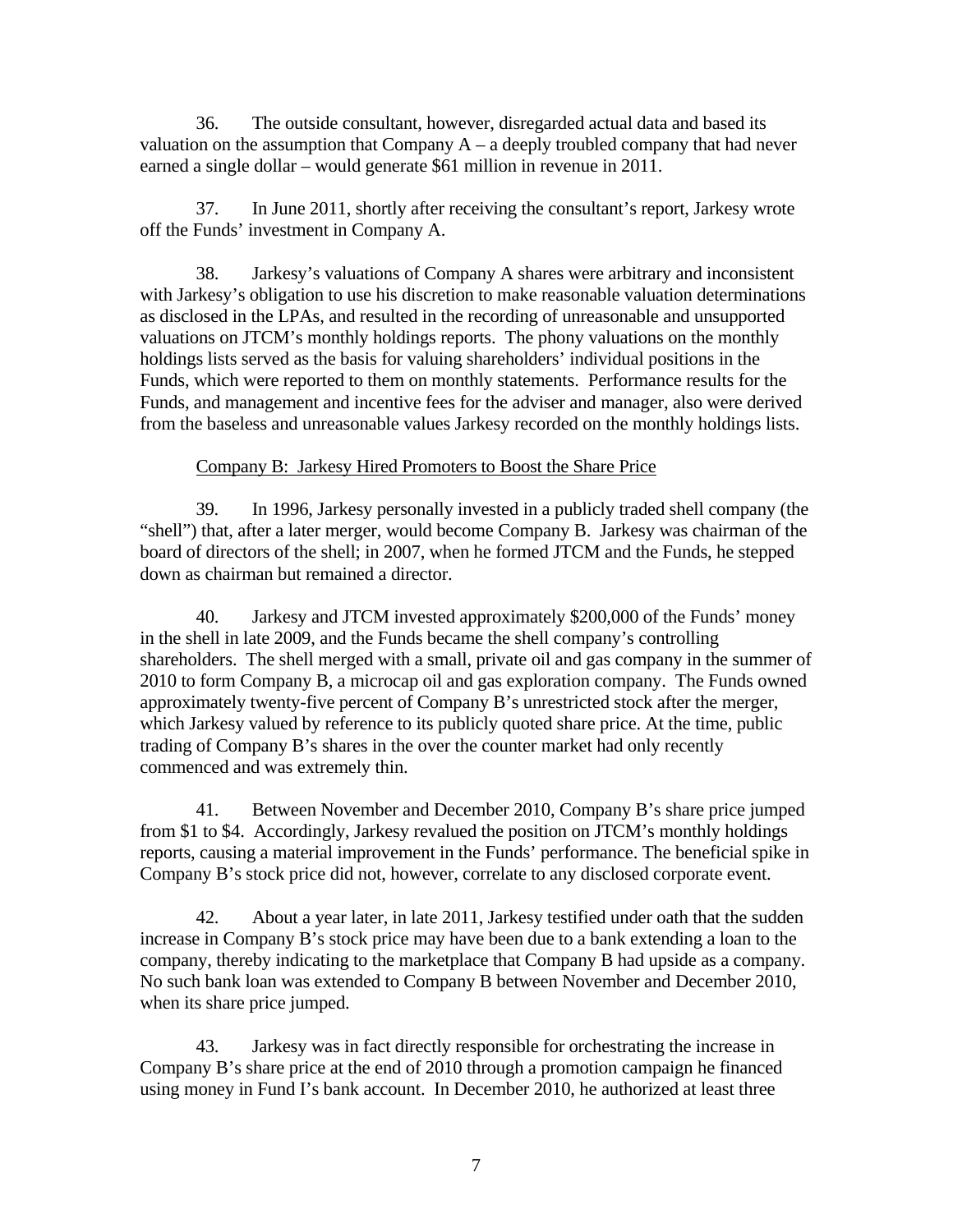36. The outside consultant, however, disregarded actual data and based its valuation on the assumption that Company A – a deeply troubled company that had never earned a single dollar – would generate $61 million in revenue in 2011.

37. In June 2011, shortly after receiving the consultant's report, Jarkesy wrote off the Funds' investment in Company A.

38. Jarkesy's valuations of Company A shares were arbitrary and inconsistent with Jarkesy's obligation to use his discretion to make reasonable valuation determinations as disclosed in the LPAs, and resulted in the recording of unreasonable and unsupported valuations on JTCM's monthly holdings reports. The phony valuations on the monthly holdings lists served as the basis for valuing shareholders' individual positions in the Funds, which were reported to them on monthly statements. Performance results for the Funds, and management and incentive fees for the adviser and manager, also were derived from the baseless and unreasonable values Jarkesy recorded on the monthly holdings lists.

<u>Company B: Jarkesy Hired Promoters to Boost the Share Price</u>

39. In 1996, Jarkesy personally invested in a publicly traded shell company (the "shell") that, after a later merger, would become Company B. Jarkesy was chairman of the board of directors of the shell; in 2007, when he formed JTCM and the Funds, he stepped down as chairman but remained a director.

40. Jarkesy and JTCM invested approximately $200,000 of the Funds' money in the shell in late 2009, and the Funds became the shell company's controlling shareholders. The shell merged with a small, private oil and gas company in the summer of 2010 to form Company B, a microcap oil and gas exploration company. The Funds owned approximately twenty-five percent of Company B's unrestricted stock after the merger, which Jarkesy valued by reference to its publicly quoted share price. At the time, public trading of Company B's shares in the over the counter market had only recently commenced and was extremely thin.

41. Between November and December 2010, Company B's share price jumped from $1 to $4. Accordingly, Jarkesy revalued the position on JTCM's monthly holdings reports, causing a material improvement in the Funds' performance. The beneficial spike in Company B's stock price did not, however, correlate to any disclosed corporate event.

42. About a year later, in late 2011, Jarkesy testified under oath that the sudden increase in Company B's stock price may have been due to a bank extending a loan to the company, thereby indicating to the marketplace that Company B had upside as a company. No such bank loan was extended to Company B between November and December 2010, when its share price jumped.

43. Jarkesy was in fact directly responsible for orchestrating the increase in Company B's share price at the end of 2010 through a promotion campaign he financed using money in Fund I's bank account. In December 2010, he authorized at least three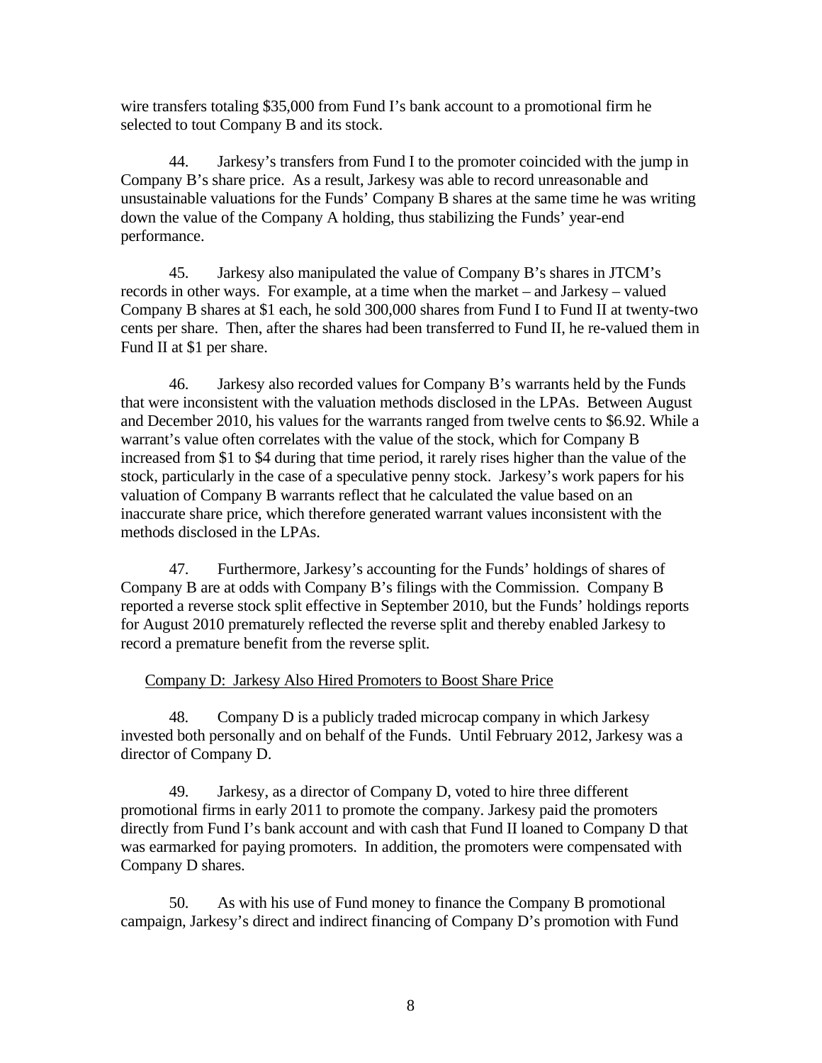wire transfers totaling $35,000 from Fund I's bank account to a promotional firm he selected to tout Company B and its stock.

44. Jarkesy's transfers from Fund I to the promoter coincided with the jump in Company B's share price. As a result, Jarkesy was able to record unreasonable and unsustainable valuations for the Funds' Company B shares at the same time he was writing down the value of the Company A holding, thus stabilizing the Funds' year-end performance.

45. Jarkesy also manipulated the value of Company B's shares in JTCM's records in other ways. For example, at a time when the market – and Jarkesy – valued Company B shares at $1 each, he sold 300,000 shares from Fund I to Fund II at twenty-two cents per share. Then, after the shares had been transferred to Fund II, he re-valued them in Fund II at $1 per share.

46. Jarkesy also recorded values for Company B's warrants held by the Funds that were inconsistent with the valuation methods disclosed in the LPAs. Between August and December 2010, his values for the warrants ranged from twelve cents to $6.92. While a warrant's value often correlates with the value of the stock, which for Company B increased from $1 to $4 during that time period, it rarely rises higher than the value of the stock, particularly in the case of a speculative penny stock. Jarkesy's work papers for his valuation of Company B warrants reflect that he calculated the value based on an inaccurate share price, which therefore generated warrant values inconsistent with the methods disclosed in the LPAs.

47. Furthermore, Jarkesy's accounting for the Funds' holdings of shares of Company B are at odds with Company B's filings with the Commission. Company B reported a reverse stock split effective in September 2010, but the Funds' holdings reports for August 2010 prematurely reflected the reverse split and thereby enabled Jarkesy to record a premature benefit from the reverse split.

<u>Company D: Jarkesy Also Hired Promoters to Boost Share Price</u>

48. Company D is a publicly traded microcap company in which Jarkesy invested both personally and on behalf of the Funds. Until February 2012, Jarkesy was a director of Company D.

49. Jarkesy, as a director of Company D, voted to hire three different promotional firms in early 2011 to promote the company. Jarkesy paid the promoters directly from Fund I's bank account and with cash that Fund II loaned to Company D that was earmarked for paying promoters. In addition, the promoters were compensated with Company D shares.

50. As with his use of Fund money to finance the Company B promotional campaign, Jarkesy's direct and indirect financing of Company D's promotion with Fund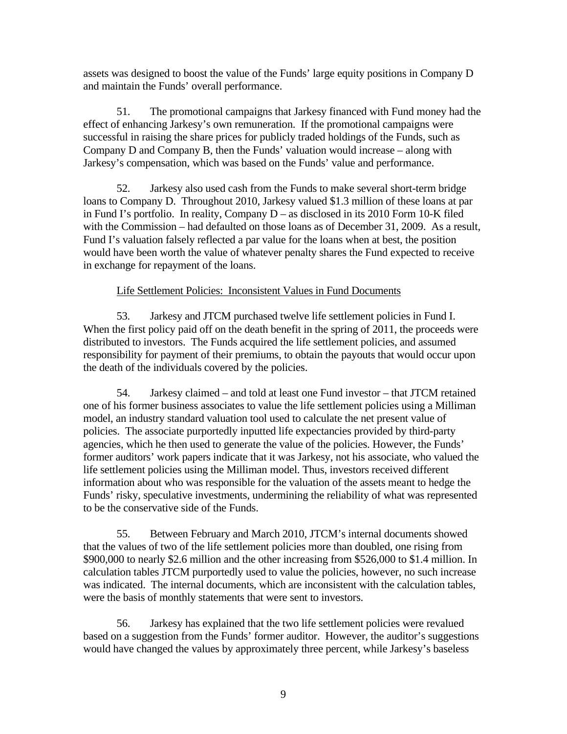assets was designed to boost the value of the Funds' large equity positions in Company D and maintain the Funds' overall performance.

51. The promotional campaigns that Jarkesy financed with Fund money had the effect of enhancing Jarkesy's own remuneration. If the promotional campaigns were successful in raising the share prices for publicly traded holdings of the Funds, such as Company D and Company B, then the Funds' valuation would increase – along with Jarkesy's compensation, which was based on the Funds' value and performance.

52. Jarkesy also used cash from the Funds to make several short-term bridge loans to Company D. Throughout 2010, Jarkesy valued $1.3 million of these loans at par in Fund I's portfolio. In reality, Company D – as disclosed in its 2010 Form 10-K filed with the Commission – had defaulted on those loans as of December 31, 2009. As a result, Fund I's valuation falsely reflected a par value for the loans when at best, the position would have been worth the value of whatever penalty shares the Fund expected to receive in exchange for repayment of the loans.

<u>Life Settlement Policies: Inconsistent Values in Fund Documents</u>

53. Jarkesy and JTCM purchased twelve life settlement policies in Fund I. When the first policy paid off on the death benefit in the spring of 2011, the proceeds were distributed to investors. The Funds acquired the life settlement policies, and assumed responsibility for payment of their premiums, to obtain the payouts that would occur upon the death of the individuals covered by the policies.

54. Jarkesy claimed – and told at least one Fund investor – that JTCM retained one of his former business associates to value the life settlement policies using a Milliman model, an industry standard valuation tool used to calculate the net present value of policies. The associate purportedly inputted life expectancies provided by third-party agencies, which he then used to generate the value of the policies. However, the Funds' former auditors' work papers indicate that it was Jarkesy, not his associate, who valued the life settlement policies using the Milliman model. Thus, investors received different information about who was responsible for the valuation of the assets meant to hedge the Funds' risky, speculative investments, undermining the reliability of what was represented to be the conservative side of the Funds.

55. Between February and March 2010, JTCM's internal documents showed that the values of two of the life settlement policies more than doubled, one rising from $900,000 to nearly $2.6 million and the other increasing from $526,000 to $1.4 million. In calculation tables JTCM purportedly used to value the policies, however, no such increase was indicated. The internal documents, which are inconsistent with the calculation tables, were the basis of monthly statements that were sent to investors.

56. Jarkesy has explained that the two life settlement policies were revalued based on a suggestion from the Funds' former auditor. However, the auditor's suggestions would have changed the values by approximately three percent, while Jarkesy's baseless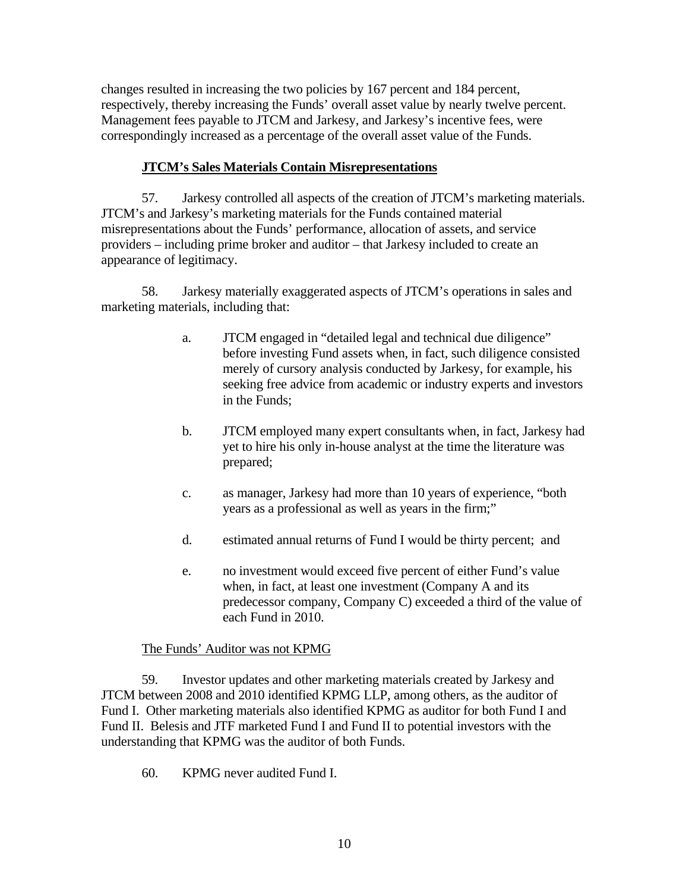changes resulted in increasing the two policies by 167 percent and 184 percent, respectively, thereby increasing the Funds' overall asset value by nearly twelve percent. Management fees payable to JTCM and Jarkesy, and Jarkesy's incentive fees, were correspondingly increased as a percentage of the overall asset value of the Funds.

## **JTCM's Sales Materials Contain Misrepresentations**

57. Jarkesy controlled all aspects of the creation of JTCM's marketing materials. JTCM's and Jarkesy's marketing materials for the Funds contained material misrepresentations about the Funds' performance, allocation of assets, and service providers – including prime broker and auditor – that Jarkesy included to create an appearance of legitimacy.

58. Jarkesy materially exaggerated aspects of JTCM's operations in sales and marketing materials, including that:

a. JTCM engaged in "detailed legal and technical due diligence" before investing Fund assets when, in fact, such diligence consisted merely of cursory analysis conducted by Jarkesy, for example, his seeking free advice from academic or industry experts and investors in the Funds;

b. JTCM employed many expert consultants when, in fact, Jarkesy had yet to hire his only in-house analyst at the time the literature was prepared;

c. as manager, Jarkesy had more than 10 years of experience, "both years as a professional as well as years in the firm;"

d. estimated annual returns of Fund I would be thirty percent; and

e. no investment would exceed five percent of either Fund's value when, in fact, at least one investment (Company A and its predecessor company, Company C) exceeded a third of the value of each Fund in 2010.

### The Funds' Auditor was not KPMG

59. Investor updates and other marketing materials created by Jarkesy and JTCM between 2008 and 2010 identified KPMG LLP, among others, as the auditor of Fund I. Other marketing materials also identified KPMG as auditor for both Fund I and Fund II. Belesis and JTF marketed Fund I and Fund II to potential investors with the understanding that KPMG was the auditor of both Funds.

60. KPMG never audited Fund I.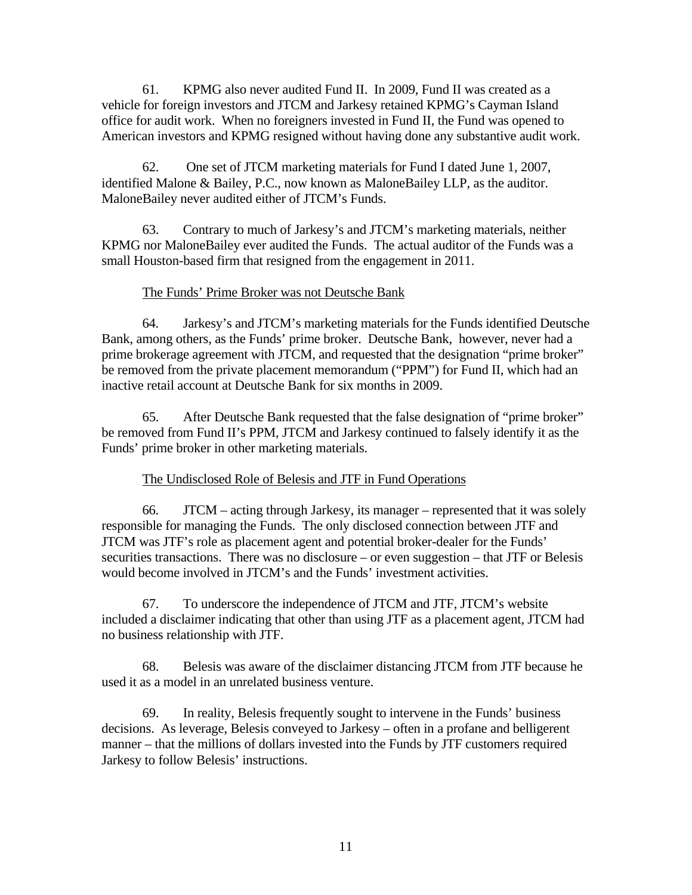61. KPMG also never audited Fund II. In 2009, Fund II was created as a vehicle for foreign investors and JTCM and Jarkesy retained KPMG's Cayman Island office for audit work. When no foreigners invested in Fund II, the Fund was opened to American investors and KPMG resigned without having done any substantive audit work.

62. One set of JTCM marketing materials for Fund I dated June 1, 2007, identified Malone & Bailey, P.C., now known as MaloneBailey LLP, as the auditor. MaloneBailey never audited either of JTCM's Funds.

63. Contrary to much of Jarkesy's and JTCM's marketing materials, neither KPMG nor MaloneBailey ever audited the Funds. The actual auditor of the Funds was a small Houston-based firm that resigned from the engagement in 2011.

<u>The Funds' Prime Broker was not Deutsche Bank</u>

64. Jarkesy's and JTCM's marketing materials for the Funds identified Deutsche Bank, among others, as the Funds' prime broker. Deutsche Bank, however, never had a prime brokerage agreement with JTCM, and requested that the designation "prime broker" be removed from the private placement memorandum ("PPM") for Fund II, which had an inactive retail account at Deutsche Bank for six months in 2009.

65. After Deutsche Bank requested that the false designation of "prime broker" be removed from Fund II's PPM, JTCM and Jarkesy continued to falsely identify it as the Funds' prime broker in other marketing materials.

<u>The Undisclosed Role of Belesis and JTF in Fund Operations</u>

66. JTCM – acting through Jarkesy, its manager – represented that it was solely responsible for managing the Funds. The only disclosed connection between JTF and JTCM was JTF's role as placement agent and potential broker-dealer for the Funds' securities transactions. There was no disclosure – or even suggestion – that JTF or Belesis would become involved in JTCM's and the Funds' investment activities.

67. To underscore the independence of JTCM and JTF, JTCM's website included a disclaimer indicating that other than using JTF as a placement agent, JTCM had no business relationship with JTF.

68. Belesis was aware of the disclaimer distancing JTCM from JTF because he used it as a model in an unrelated business venture.

69. In reality, Belesis frequently sought to intervene in the Funds' business decisions. As leverage, Belesis conveyed to Jarkesy – often in a profane and belligerent manner – that the millions of dollars invested into the Funds by JTF customers required Jarkesy to follow Belesis' instructions.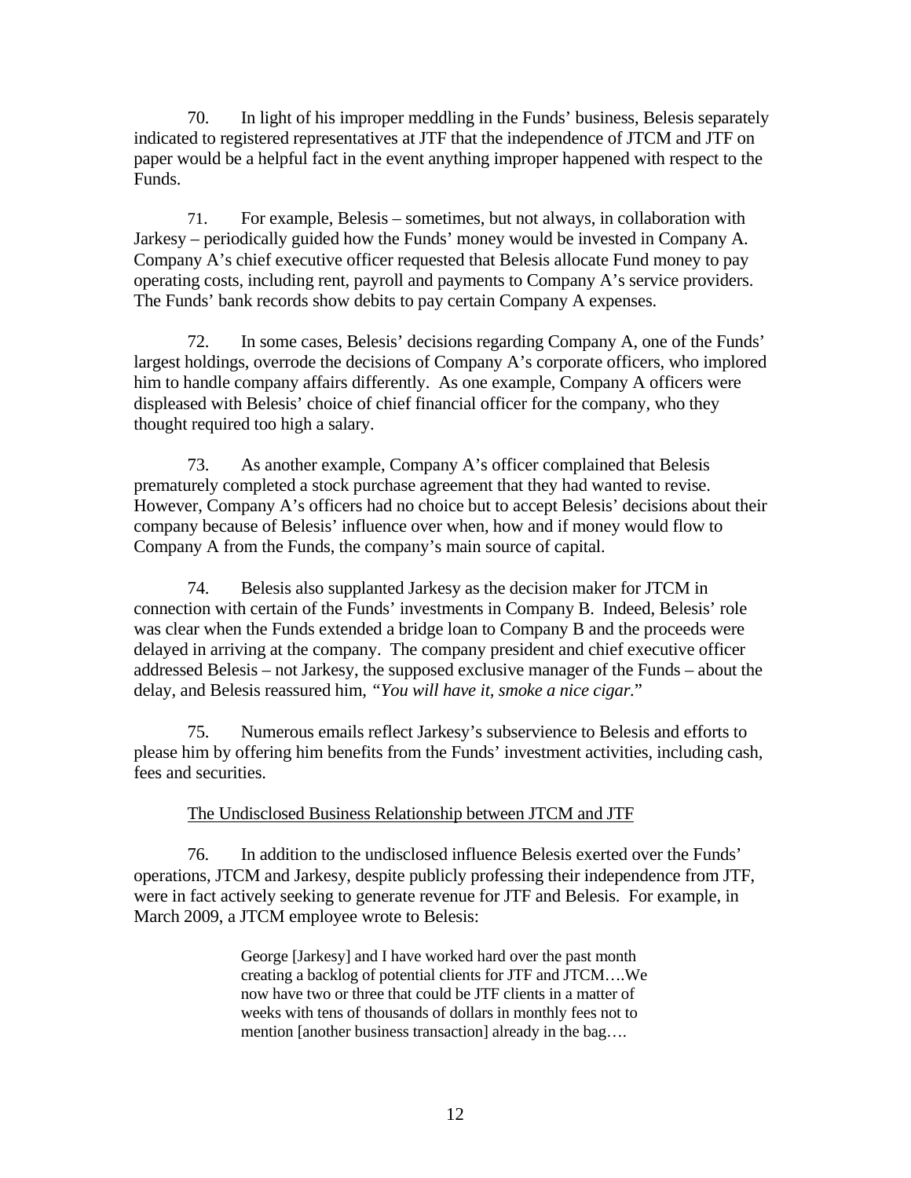70. In light of his improper meddling in the Funds' business, Belesis separately indicated to registered representatives at JTF that the independence of JTCM and JTF on paper would be a helpful fact in the event anything improper happened with respect to the Funds.

71. For example, Belesis – sometimes, but not always, in collaboration with Jarkesy – periodically guided how the Funds' money would be invested in Company A. Company A's chief executive officer requested that Belesis allocate Fund money to pay operating costs, including rent, payroll and payments to Company A's service providers. The Funds' bank records show debits to pay certain Company A expenses.

72. In some cases, Belesis' decisions regarding Company A, one of the Funds' largest holdings, overrode the decisions of Company A's corporate officers, who implored him to handle company affairs differently. As one example, Company A officers were displeased with Belesis' choice of chief financial officer for the company, who they thought required too high a salary.

73. As another example, Company A's officer complained that Belesis prematurely completed a stock purchase agreement that they had wanted to revise. However, Company A's officers had no choice but to accept Belesis' decisions about their company because of Belesis' influence over when, how and if money would flow to Company A from the Funds, the company's main source of capital.

74. Belesis also supplanted Jarkesy as the decision maker for JTCM in connection with certain of the Funds' investments in Company B. Indeed, Belesis' role was clear when the Funds extended a bridge loan to Company B and the proceeds were delayed in arriving at the company. The company president and chief executive officer addressed Belesis – not Jarkesy, the supposed exclusive manager of the Funds – about the delay, and Belesis reassured him, *"You will have it, smoke a nice cigar*."

75. Numerous emails reflect Jarkesy's subservience to Belesis and efforts to please him by offering him benefits from the Funds' investment activities, including cash, fees and securities.

<u>The Undisclosed Business Relationship between JTCM and JTF</u>

76. In addition to the undisclosed influence Belesis exerted over the Funds' operations, JTCM and Jarkesy, despite publicly professing their independence from JTF, were in fact actively seeking to generate revenue for JTF and Belesis. For example, in March 2009, a JTCM employee wrote to Belesis:

> George [Jarkesy] and I have worked hard over the past month creating a backlog of potential clients for JTF and JTCM….We now have two or three that could be JTF clients in a matter of weeks with tens of thousands of dollars in monthly fees not to mention [another business transaction] already in the bag….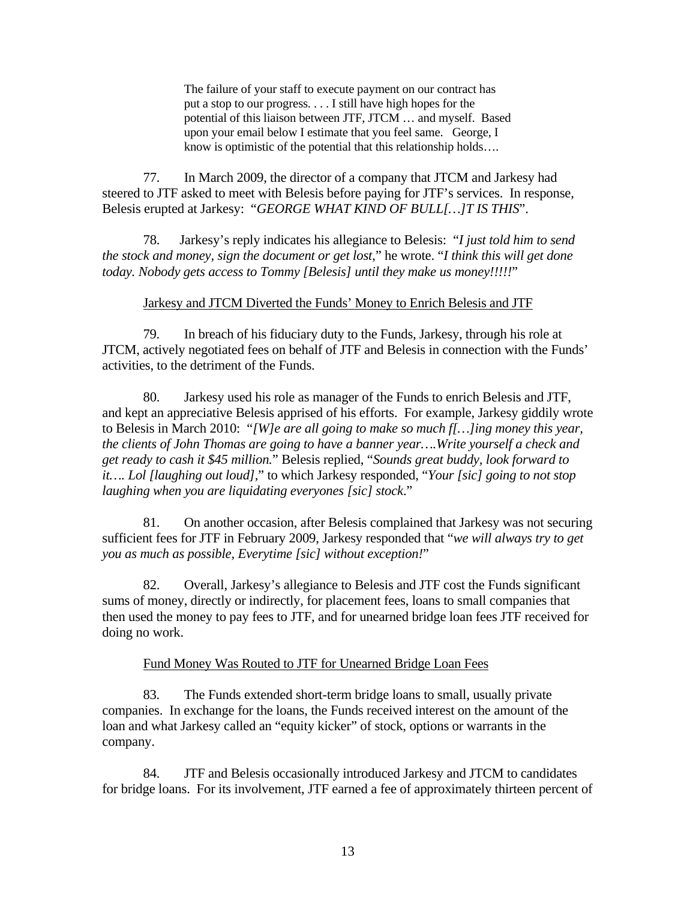> The failure of your staff to execute payment on our contract has put a stop to our progress. . . . I still have high hopes for the potential of this liaison between JTF, JTCM … and myself. Based upon your email below I estimate that you feel same. George, I know is optimistic of the potential that this relationship holds….

77. In March 2009, the director of a company that JTCM and Jarkesy had steered to JTF asked to meet with Belesis before paying for JTF's services. In response, Belesis erupted at Jarkesy: "*GEORGE WHAT KIND OF BULL[…]T IS THIS*".

78. Jarkesy's reply indicates his allegiance to Belesis: "*I just told him to send the stock and money, sign the document or get lost*," he wrote. "*I think this will get done today. Nobody gets access to Tommy [Belesis] until they make us money!!!!!*"

<u>Jarkesy and JTCM Diverted the Funds' Money to Enrich Belesis and JTF</u>

79. In breach of his fiduciary duty to the Funds, Jarkesy, through his role at JTCM, actively negotiated fees on behalf of JTF and Belesis in connection with the Funds' activities, to the detriment of the Funds.

80. Jarkesy used his role as manager of the Funds to enrich Belesis and JTF, and kept an appreciative Belesis apprised of his efforts. For example, Jarkesy giddily wrote to Belesis in March 2010: "*[W]e are all going to make so much f[…]ing money this year, the clients of John Thomas are going to have a banner year….Write yourself a check and get ready to cash it $45 million.*" Belesis replied, "*Sounds great buddy, look forward to it…. Lol [laughing out loud]*," to which Jarkesy responded, "*Your [sic] going to not stop laughing when you are liquidating everyones [sic] stock*."

81. On another occasion, after Belesis complained that Jarkesy was not securing sufficient fees for JTF in February 2009, Jarkesy responded that "*we will always try to get you as much as possible, Everytime [sic] without exception!*"

82. Overall, Jarkesy's allegiance to Belesis and JTF cost the Funds significant sums of money, directly or indirectly, for placement fees, loans to small companies that then used the money to pay fees to JTF, and for unearned bridge loan fees JTF received for doing no work.

<u>Fund Money Was Routed to JTF for Unearned Bridge Loan Fees</u>

83. The Funds extended short-term bridge loans to small, usually private companies. In exchange for the loans, the Funds received interest on the amount of the loan and what Jarkesy called an "equity kicker" of stock, options or warrants in the company.

84. JTF and Belesis occasionally introduced Jarkesy and JTCM to candidates for bridge loans. For its involvement, JTF earned a fee of approximately thirteen percent of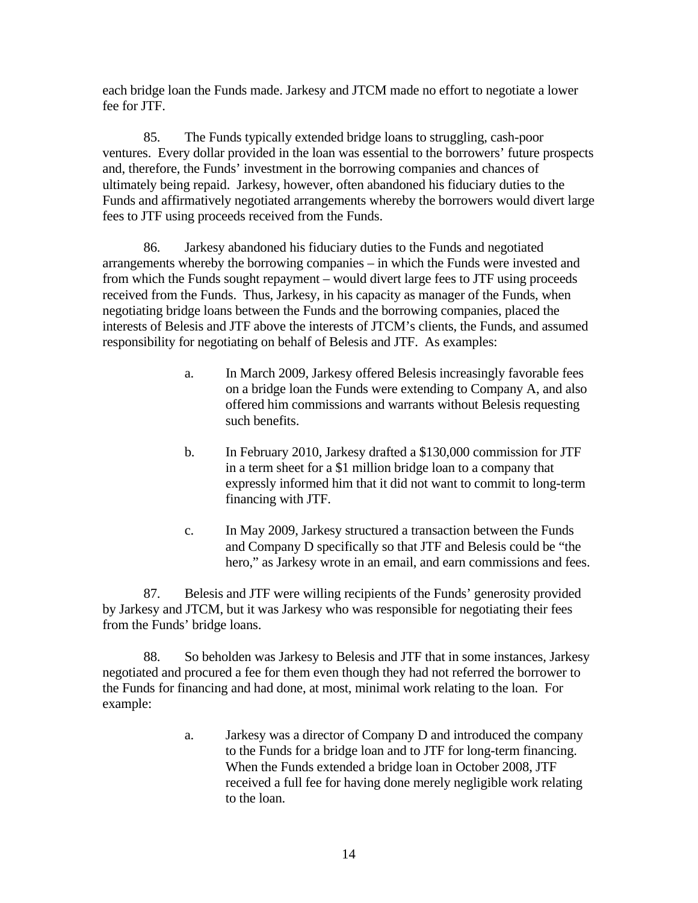each bridge loan the Funds made. Jarkesy and JTCM made no effort to negotiate a lower fee for JTF.

85. The Funds typically extended bridge loans to struggling, cash-poor ventures. Every dollar provided in the loan was essential to the borrowers' future prospects and, therefore, the Funds' investment in the borrowing companies and chances of ultimately being repaid. Jarkesy, however, often abandoned his fiduciary duties to the Funds and affirmatively negotiated arrangements whereby the borrowers would divert large fees to JTF using proceeds received from the Funds.

86. Jarkesy abandoned his fiduciary duties to the Funds and negotiated arrangements whereby the borrowing companies – in which the Funds were invested and from which the Funds sought repayment – would divert large fees to JTF using proceeds received from the Funds. Thus, Jarkesy, in his capacity as manager of the Funds, when negotiating bridge loans between the Funds and the borrowing companies, placed the interests of Belesis and JTF above the interests of JTCM's clients, the Funds, and assumed responsibility for negotiating on behalf of Belesis and JTF. As examples:

a. In March 2009, Jarkesy offered Belesis increasingly favorable fees on a bridge loan the Funds were extending to Company A, and also offered him commissions and warrants without Belesis requesting such benefits.

b. In February 2010, Jarkesy drafted a $130,000 commission for JTF in a term sheet for a $1 million bridge loan to a company that expressly informed him that it did not want to commit to long-term financing with JTF.

c. In May 2009, Jarkesy structured a transaction between the Funds and Company D specifically so that JTF and Belesis could be "the hero," as Jarkesy wrote in an email, and earn commissions and fees.

87. Belesis and JTF were willing recipients of the Funds' generosity provided by Jarkesy and JTCM, but it was Jarkesy who was responsible for negotiating their fees from the Funds' bridge loans.

88. So beholden was Jarkesy to Belesis and JTF that in some instances, Jarkesy negotiated and procured a fee for them even though they had not referred the borrower to the Funds for financing and had done, at most, minimal work relating to the loan. For example:

a. Jarkesy was a director of Company D and introduced the company to the Funds for a bridge loan and to JTF for long-term financing. When the Funds extended a bridge loan in October 2008, JTF received a full fee for having done merely negligible work relating to the loan.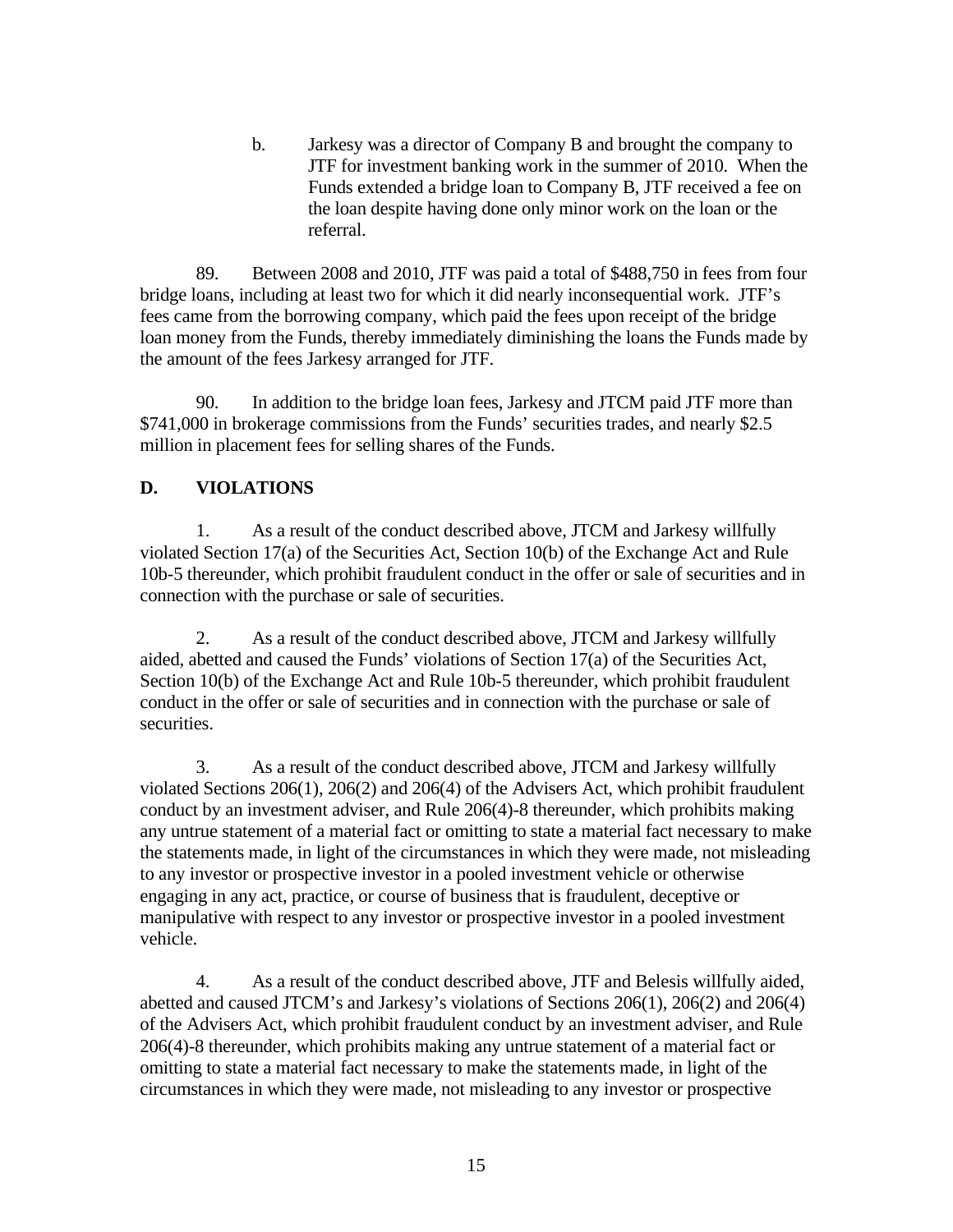b. Jarkesy was a director of Company B and brought the company to JTF for investment banking work in the summer of 2010. When the Funds extended a bridge loan to Company B, JTF received a fee on the loan despite having done only minor work on the loan or the referral.

89. Between 2008 and 2010, JTF was paid a total of $488,750 in fees from four bridge loans, including at least two for which it did nearly inconsequential work. JTF's fees came from the borrowing company, which paid the fees upon receipt of the bridge loan money from the Funds, thereby immediately diminishing the loans the Funds made by the amount of the fees Jarkesy arranged for JTF.

90. In addition to the bridge loan fees, Jarkesy and JTCM paid JTF more than $741,000 in brokerage commissions from the Funds' securities trades, and nearly $2.5 million in placement fees for selling shares of the Funds.

## D. VIOLATIONS

1. As a result of the conduct described above, JTCM and Jarkesy willfully violated Section 17(a) of the Securities Act, Section 10(b) of the Exchange Act and Rule 10b-5 thereunder, which prohibit fraudulent conduct in the offer or sale of securities and in connection with the purchase or sale of securities.

2. As a result of the conduct described above, JTCM and Jarkesy willfully aided, abetted and caused the Funds' violations of Section 17(a) of the Securities Act, Section 10(b) of the Exchange Act and Rule 10b-5 thereunder, which prohibit fraudulent conduct in the offer or sale of securities and in connection with the purchase or sale of securities.

3. As a result of the conduct described above, JTCM and Jarkesy willfully violated Sections 206(1), 206(2) and 206(4) of the Advisers Act, which prohibit fraudulent conduct by an investment adviser, and Rule 206(4)-8 thereunder, which prohibits making any untrue statement of a material fact or omitting to state a material fact necessary to make the statements made, in light of the circumstances in which they were made, not misleading to any investor or prospective investor in a pooled investment vehicle or otherwise engaging in any act, practice, or course of business that is fraudulent, deceptive or manipulative with respect to any investor or prospective investor in a pooled investment vehicle.

4. As a result of the conduct described above, JTF and Belesis willfully aided, abetted and caused JTCM's and Jarkesy's violations of Sections 206(1), 206(2) and 206(4) of the Advisers Act, which prohibit fraudulent conduct by an investment adviser, and Rule 206(4)-8 thereunder, which prohibits making any untrue statement of a material fact or omitting to state a material fact necessary to make the statements made, in light of the circumstances in which they were made, not misleading to any investor or prospective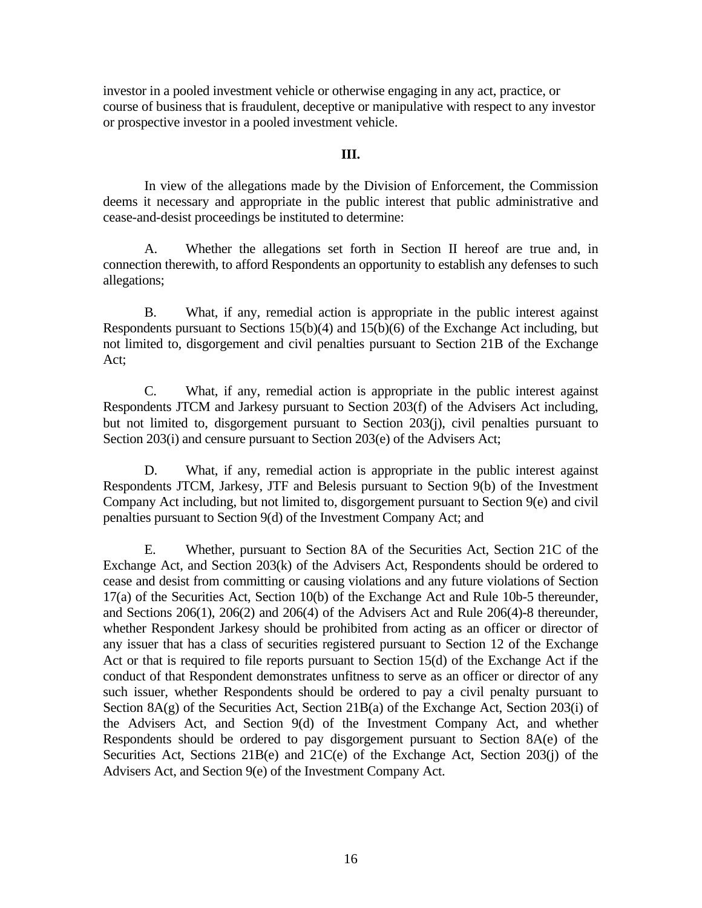investor in a pooled investment vehicle or otherwise engaging in any act, practice, or course of business that is fraudulent, deceptive or manipulative with respect to any investor or prospective investor in a pooled investment vehicle.

**III.**

In view of the allegations made by the Division of Enforcement, the Commission deems it necessary and appropriate in the public interest that public administrative and cease-and-desist proceedings be instituted to determine:

A. Whether the allegations set forth in Section II hereof are true and, in connection therewith, to afford Respondents an opportunity to establish any defenses to such allegations;

B. What, if any, remedial action is appropriate in the public interest against Respondents pursuant to Sections 15(b)(4) and 15(b)(6) of the Exchange Act including, but not limited to, disgorgement and civil penalties pursuant to Section 21B of the Exchange Act;

C. What, if any, remedial action is appropriate in the public interest against Respondents JTCM and Jarkesy pursuant to Section 203(f) of the Advisers Act including, but not limited to, disgorgement pursuant to Section 203(j), civil penalties pursuant to Section 203(i) and censure pursuant to Section 203(e) of the Advisers Act;

D. What, if any, remedial action is appropriate in the public interest against Respondents JTCM, Jarkesy, JTF and Belesis pursuant to Section 9(b) of the Investment Company Act including, but not limited to, disgorgement pursuant to Section 9(e) and civil penalties pursuant to Section 9(d) of the Investment Company Act; and

E. Whether, pursuant to Section 8A of the Securities Act, Section 21C of the Exchange Act, and Section 203(k) of the Advisers Act, Respondents should be ordered to cease and desist from committing or causing violations and any future violations of Section 17(a) of the Securities Act, Section 10(b) of the Exchange Act and Rule 10b-5 thereunder, and Sections 206(1), 206(2) and 206(4) of the Advisers Act and Rule 206(4)-8 thereunder, whether Respondent Jarkesy should be prohibited from acting as an officer or director of any issuer that has a class of securities registered pursuant to Section 12 of the Exchange Act or that is required to file reports pursuant to Section 15(d) of the Exchange Act if the conduct of that Respondent demonstrates unfitness to serve as an officer or director of any such issuer, whether Respondents should be ordered to pay a civil penalty pursuant to Section 8A(g) of the Securities Act, Section 21B(a) of the Exchange Act, Section 203(i) of the Advisers Act, and Section 9(d) of the Investment Company Act, and whether Respondents should be ordered to pay disgorgement pursuant to Section 8A(e) of the Securities Act, Sections 21B(e) and 21C(e) of the Exchange Act, Section 203(j) of the Advisers Act, and Section 9(e) of the Investment Company Act.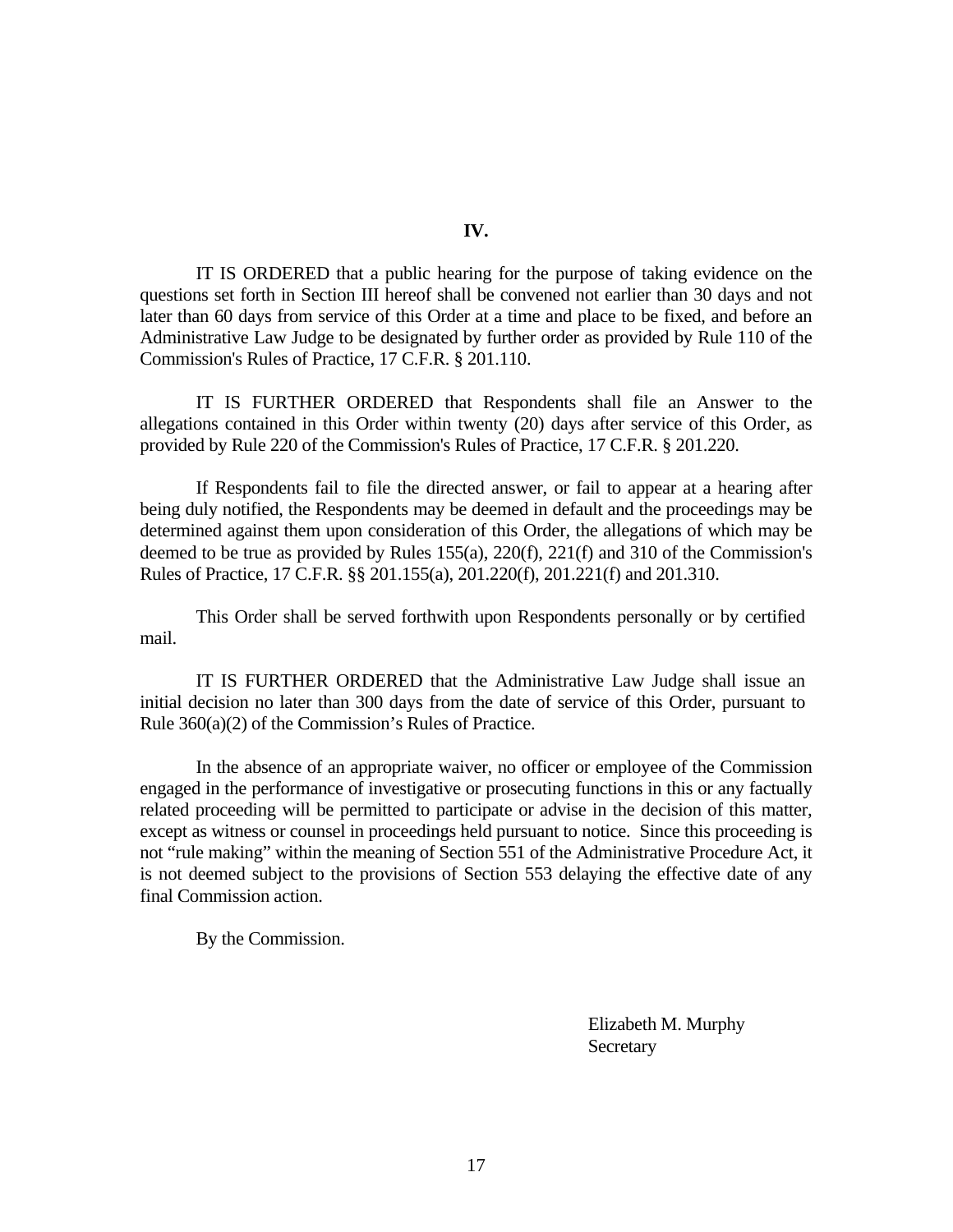## IV.

IT IS ORDERED that a public hearing for the purpose of taking evidence on the questions set forth in Section III hereof shall be convened not earlier than 30 days and not later than 60 days from service of this Order at a time and place to be fixed, and before an Administrative Law Judge to be designated by further order as provided by Rule 110 of the Commission's Rules of Practice, 17 C.F.R. § 201.110.

IT IS FURTHER ORDERED that Respondents shall file an Answer to the allegations contained in this Order within twenty (20) days after service of this Order, as provided by Rule 220 of the Commission's Rules of Practice, 17 C.F.R. § 201.220.

If Respondents fail to file the directed answer, or fail to appear at a hearing after being duly notified, the Respondents may be deemed in default and the proceedings may be determined against them upon consideration of this Order, the allegations of which may be deemed to be true as provided by Rules 155(a), 220(f), 221(f) and 310 of the Commission's Rules of Practice, 17 C.F.R. §§ 201.155(a), 201.220(f), 201.221(f) and 201.310.

This Order shall be served forthwith upon Respondents personally or by certified mail.

IT IS FURTHER ORDERED that the Administrative Law Judge shall issue an initial decision no later than 300 days from the date of service of this Order, pursuant to Rule 360(a)(2) of the Commission's Rules of Practice.

In the absence of an appropriate waiver, no officer or employee of the Commission engaged in the performance of investigative or prosecuting functions in this or any factually related proceeding will be permitted to participate or advise in the decision of this matter, except as witness or counsel in proceedings held pursuant to notice. Since this proceeding is not "rule making" within the meaning of Section 551 of the Administrative Procedure Act, it is not deemed subject to the provisions of Section 553 delaying the effective date of any final Commission action.

By the Commission.

Elizabeth M. Murphy
Secretary